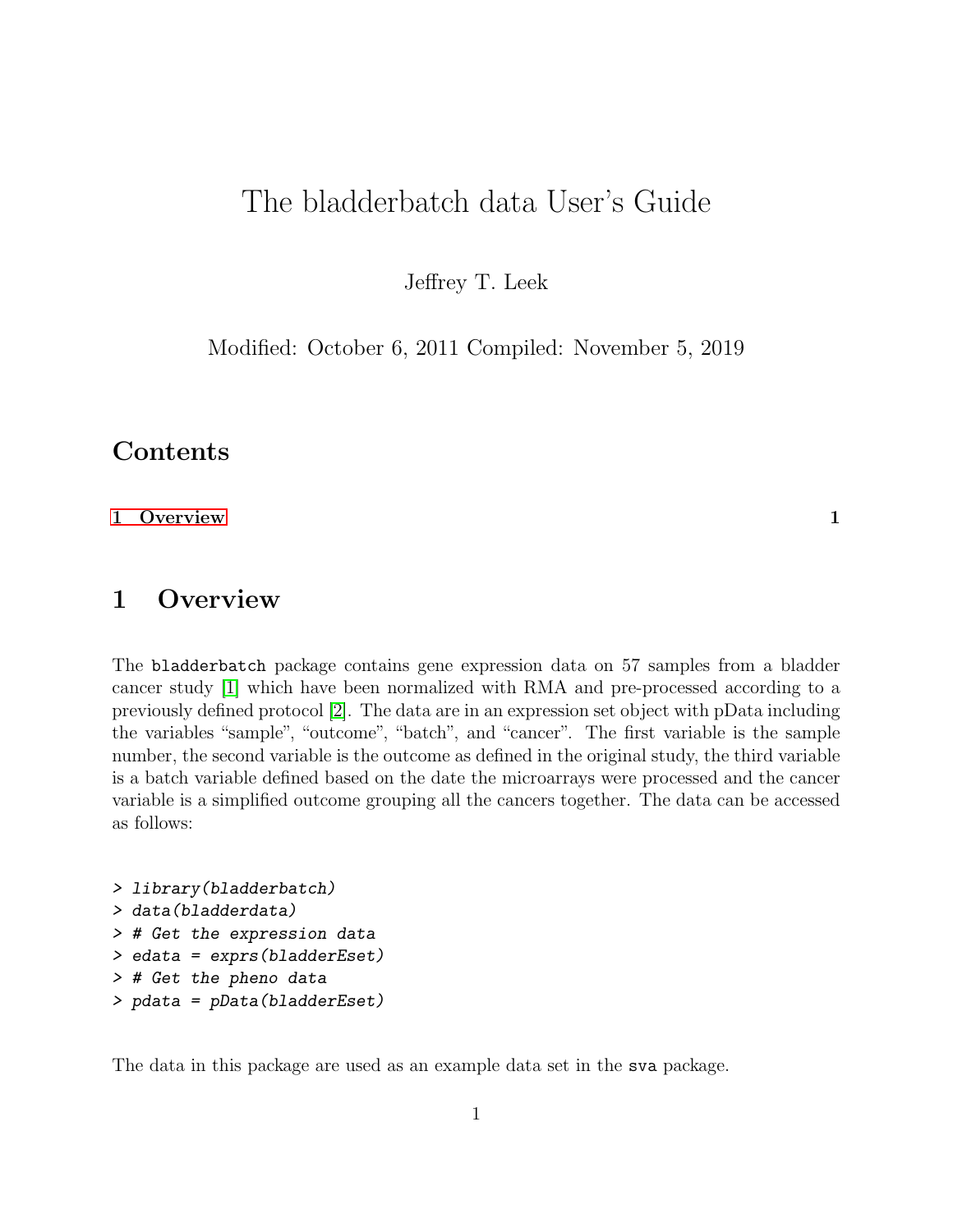# The bladderbatch data User's Guide

Jeffrey T. Leek

Modified: October 6, 2011 Compiled: November 5, 2019

## Contents

1 Overview 1

## 1 Overview

The `bladderbatch` package contains gene expression data on 57 samples from a bladder cancer study [1] which have been normalized with RMA and pre-processed according to a previously defined protocol [2]. The data are in an expression set object with pData including the variables "sample", "outcome", "batch", and "cancer". The first variable is the sample number, the second variable is the outcome as defined in the original study, the third variable is a batch variable defined based on the date the microarrays were processed and the cancer variable is a simplified outcome grouping all the cancers together. The data can be accessed as follows:

```
> library(bladderbatch)
> data(bladderdata)
> # Get the expression data
> edata = exprs(bladderEset)
> # Get the pheno data
> pdata = pData(bladderEset)
```

The data in this package are used as an example data set in the `sva` package.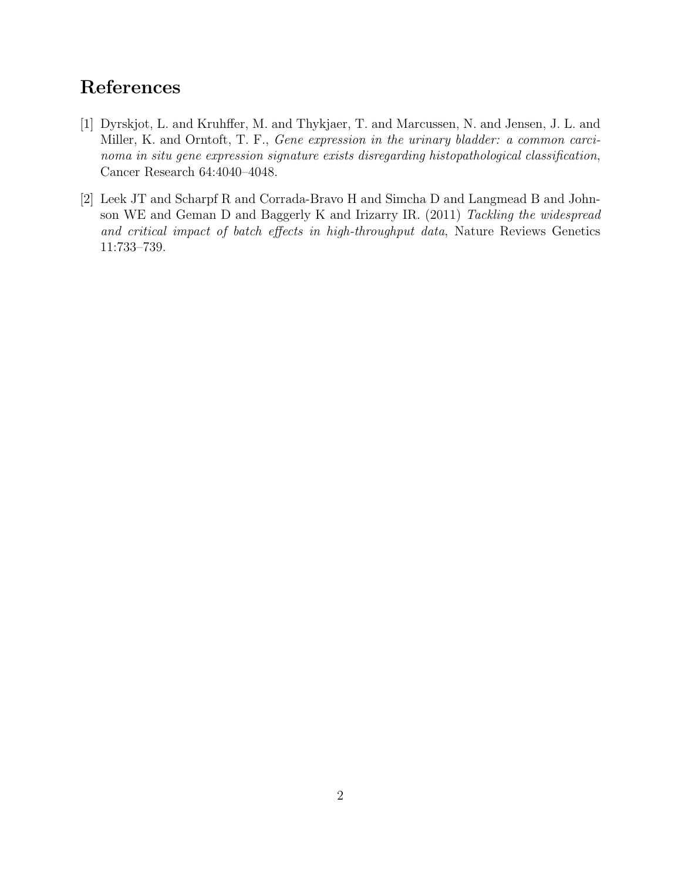## References

[1] Dyrskjot, L. and Kruhffer, M. and Thykjaer, T. and Marcussen, N. and Jensen, J. L. and Miller, K. and Orntoft, T. F., *Gene expression in the urinary bladder: a common carcinoma in situ gene expression signature exists disregarding histopathological classification*, Cancer Research 64:4040–4048.

[2] Leek JT and Scharpf R and Corrada-Bravo H and Simcha D and Langmead B and Johnson WE and Geman D and Baggerly K and Irizarry IR. (2011) *Tackling the widespread and critical impact of batch effects in high-throughput data*, Nature Reviews Genetics 11:733–739.